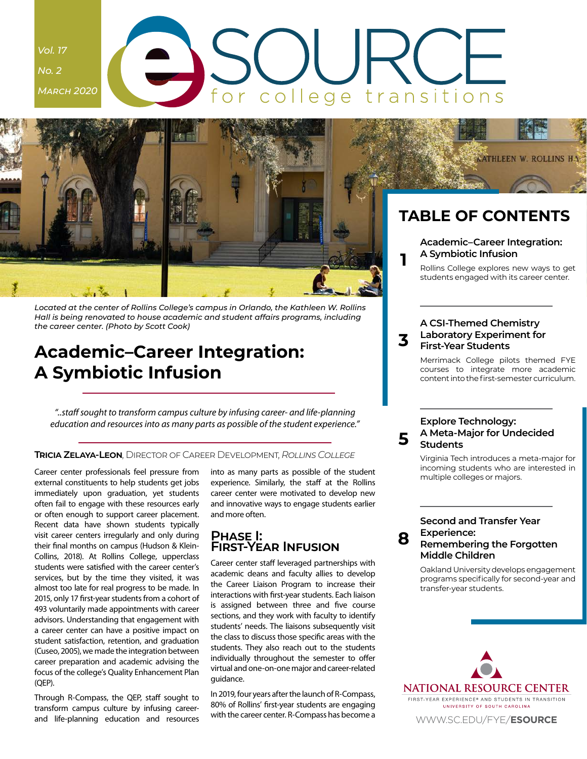Vol. 17

No. 2

March 2020

# eSOURCE for college transitions

## TABLE OF CONTENTS

**1** **Academic–Career Integration: A Symbiotic Infusion**

Rollins College explores new ways to get students engaged with its career center.

**3** **A CSI-Themed Chemistry Laboratory Experiment for First-Year Students**

Merrimack College pilots themed FYE courses to integrate more academic content into the first-semester curriculum.

**5** **Explore Technology: A Meta-Major for Undecided Students**

Virginia Tech introduces a meta-major for incoming students who are interested in multiple colleges or majors.

**8** **Second and Transfer Year Experience: Remembering the Forgotten Middle Children**

Oakland University develops engagement programs specifically for second-year and transfer-year students.

NATIONAL RESOURCE CENTER

FIRST-YEAR EXPERIENCE® AND STUDENTS IN TRANSITION

UNIVERSITY OF SOUTH CAROLINA

WWW.SC.EDU/FYE/**ESOURCE**

*Located at the center of Rollins College's campus in Orlando, the Kathleen W. Rollins Hall is being renovated to house academic and student affairs programs, including the career center. (Photo by Scott Cook)*

# Academic–Career Integration: A Symbiotic Infusion

*"..staff sought to transform campus culture by infusing career- and life-planning education and resources into as many parts as possible of the student experience."*

**Tricia Zelaya-Leon**, Director of Career Development, *Rollins College*

Career center professionals feel pressure from external constituents to help students get jobs immediately upon graduation, yet students often fail to engage with these resources early or often enough to support career placement. Recent data have shown students typically visit career centers irregularly and only during their final months on campus (Hudson & Klein-Collins, 2018). At Rollins College, upperclass students were satisfied with the career center's services, but by the time they visited, it was almost too late for real progress to be made. In 2015, only 17 first-year students from a cohort of 493 voluntarily made appointments with career advisors. Understanding that engagement with a career center can have a positive impact on student satisfaction, retention, and graduation (Cuseo, 2005), we made the integration between career preparation and academic advising the focus of the college's Quality Enhancement Plan (QEP).

Through R-Compass, the QEP, staff sought to transform campus culture by infusing career- and life-planning education and resources into as many parts as possible of the student experience. Similarly, the staff at the Rollins career center were motivated to develop new and innovative ways to engage students earlier and more often.

## Phase I: First-Year Infusion

Career center staff leveraged partnerships with academic deans and faculty allies to develop the Career Liaison Program to increase their interactions with first-year students. Each liaison is assigned between three and five course sections, and they work with faculty to identify students' needs. The liaisons subsequently visit the class to discuss those specific areas with the students. They also reach out to the students individually throughout the semester to offer virtual and one-on-one major and career-related guidance.

In 2019, four years after the launch of R-Compass, 80% of Rollins' first-year students are engaging with the career center. R-Compass has become a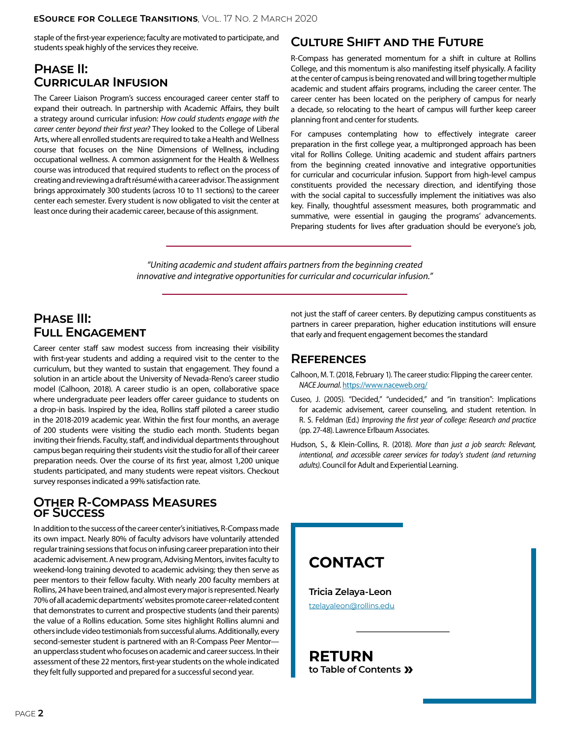staple of the first-year experience; faculty are motivated to participate, and students speak highly of the services they receive.

## Phase II: Curricular Infusion

The Career Liaison Program's success encouraged career center staff to expand their outreach. In partnership with Academic Affairs, they built a strategy around curricular infusion: *How could students engage with the career center beyond their first year?* They looked to the College of Liberal Arts, where all enrolled students are required to take a Health and Wellness course that focuses on the Nine Dimensions of Wellness, including occupational wellness. A common assignment for the Health & Wellness course was introduced that required students to reflect on the process of creating and reviewing a draft résumé with a career advisor. The assignment brings approximately 300 students (across 10 to 11 sections) to the career center each semester. Every student is now obligated to visit the center at least once during their academic career, because of this assignment.

## Phase III: Full Engagement

Career center staff saw modest success from increasing their visibility with first-year students and adding a required visit to the center to the curriculum, but they wanted to sustain that engagement. They found a solution in an article about the University of Nevada-Reno's career studio model (Calhoon, 2018). A career studio is an open, collaborative space where undergraduate peer leaders offer career guidance to students on a drop-in basis. Inspired by the idea, Rollins staff piloted a career studio in the 2018-2019 academic year. Within the first four months, an average of 200 students were visiting the studio each month. Students began inviting their friends. Faculty, staff, and individual departments throughout campus began requiring their students visit the studio for all of their career preparation needs. Over the course of its first year, almost 1,200 unique students participated, and many students were repeat visitors. Checkout survey responses indicated a 99% satisfaction rate.

## Other R-Compass Measures of Success

In addition to the success of the career center's initiatives, R-Compass made its own impact. Nearly 80% of faculty advisors have voluntarily attended regular training sessions that focus on infusing career preparation into their academic advisement. A new program, Advising Mentors, invites faculty to weekend-long training devoted to academic advising; they then serve as peer mentors to their fellow faculty. With nearly 200 faculty members at Rollins, 24 have been trained, and almost every major is represented. Nearly 70% of all academic departments' websites promote career-related content that demonstrates to current and prospective students (and their parents) the value of a Rollins education. Some sites highlight Rollins alumni and others include video testimonials from successful alums. Additionally, every second-semester student is partnered with an R-Compass Peer Mentor—an upperclass student who focuses on academic and career success. In their assessment of these 22 mentors, first-year students on the whole indicated they felt fully supported and prepared for a successful second year.

## Culture Shift and the Future

R-Compass has generated momentum for a shift in culture at Rollins College, and this momentum is also manifesting itself physically. A facility at the center of campus is being renovated and will bring together multiple academic and student affairs programs, including the career center. The career center has been located on the periphery of campus for nearly a decade, so relocating to the heart of campus will further keep career planning front and center for students.

For campuses contemplating how to effectively integrate career preparation in the first college year, a multipronged approach has been vital for Rollins College. Uniting academic and student affairs partners from the beginning created innovative and integrative opportunities for curricular and cocurricular infusion. Support from high-level campus constituents provided the necessary direction, and identifying those with the social capital to successfully implement the initiatives was also key. Finally, thoughtful assessment measures, both programmatic and summative, were essential in gauging the programs' advancements. Preparing students for lives after graduation should be everyone's job, not just the staff of career centers. By deputizing campus constituents as partners in career preparation, higher education institutions will ensure that early and frequent engagement becomes the standard

> *"Uniting academic and student affairs partners from the beginning created innovative and integrative opportunities for curricular and cocurricular infusion."*

## References

Calhoon, M. T. (2018, February 1). The career studio: Flipping the career center. *NACE Journal*. https://www.naceweb.org/

Cuseo, J. (2005). "Decided," "undecided," and "in transition": Implications for academic advisement, career counseling, and student retention. In R. S. Feldman (Ed.) *Improving the first year of college: Research and practice* (pp. 27-48). Lawrence Erlbaum Associates.

Hudson, S., & Klein-Collins, R. (2018). *More than just a job search: Relevant, intentional, and accessible career services for today's student (and returning adults).* Council for Adult and Experiential Learning.

## CONTACT

**Tricia Zelaya-Leon**
tzelayaleon@rollins.edu

**RETURN**
**to Table of Contents »**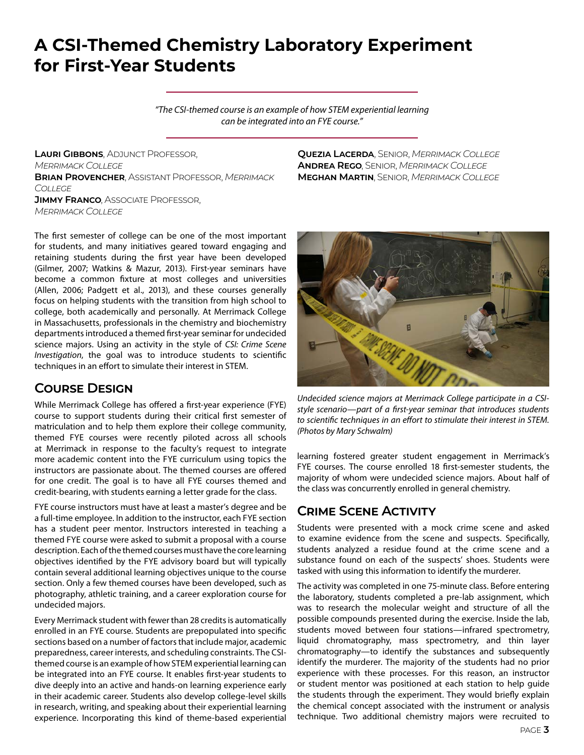# A CSI-Themed Chemistry Laboratory Experiment for First-Year Students

*"The CSI-themed course is an example of how STEM experiential learning can be integrated into an FYE course."*

**Lauri Gibbons**, Adjunct Professor, *Merrimack College*
**Brian Provencher**, Assistant Professor, *Merrimack College*
**Jimmy Franco**, Associate Professor, *Merrimack College*
**Quezia Lacerda**, Senior, *Merrimack College*
**Andrea Rego**, Senior, *Merrimack College*
**Meghan Martin**, Senior, *Merrimack College*

The first semester of college can be one of the most important for students, and many initiatives geared toward engaging and retaining students during the first year have been developed (Gilmer, 2007; Watkins & Mazur, 2013). First-year seminars have become a common fixture at most colleges and universities (Allen, 2006; Padgett et al., 2013), and these courses generally focus on helping students with the transition from high school to college, both academically and personally. At Merrimack College in Massachusetts, professionals in the chemistry and biochemistry departments introduced a themed first-year seminar for undecided science majors. Using an activity in the style of *CSI: Crime Scene Investigation*, the goal was to introduce students to scientific techniques in an effort to simulate their interest in STEM.

*Undecided science majors at Merrimack College participate in a CSI-style scenario—part of a first-year seminar that introduces students to scientific techniques in an effort to stimulate their interest in STEM. (Photos by Mary Schwalm)*

## Course Design

While Merrimack College has offered a first-year experience (FYE) course to support students during their critical first semester of matriculation and to help them explore their college community, themed FYE courses were recently piloted across all schools at Merrimack in response to the faculty's request to integrate more academic content into the FYE curriculum using topics the instructors are passionate about. The themed courses are offered for one credit. The goal is to have all FYE courses themed and credit-bearing, with students earning a letter grade for the class.

FYE course instructors must have at least a master's degree and be a full-time employee. In addition to the instructor, each FYE section has a student peer mentor. Instructors interested in teaching a themed FYE course were asked to submit a proposal with a course description. Each of the themed courses must have the core learning objectives identified by the FYE advisory board but will typically contain several additional learning objectives unique to the course section. Only a few themed courses have been developed, such as photography, athletic training, and a career exploration course for undecided majors.

Every Merrimack student with fewer than 28 credits is automatically enrolled in an FYE course. Students are prepopulated into specific sections based on a number of factors that include major, academic preparedness, career interests, and scheduling constraints. The CSI-themed course is an example of how STEM experiential learning can be integrated into an FYE course. It enables first-year students to dive deeply into an active and hands-on learning experience early in their academic career. Students also develop college-level skills in research, writing, and speaking about their experiential learning experience. Incorporating this kind of theme-based experiential learning fostered greater student engagement in Merrimack's FYE courses. The course enrolled 18 first-semester students, the majority of whom were undecided science majors. About half of the class was concurrently enrolled in general chemistry.

## Crime Scene Activity

Students were presented with a mock crime scene and asked to examine evidence from the scene and suspects. Specifically, students analyzed a residue found at the crime scene and a substance found on each of the suspects' shoes. Students were tasked with using this information to identify the murderer.

The activity was completed in one 75-minute class. Before entering the laboratory, students completed a pre-lab assignment, which was to research the molecular weight and structure of all the possible compounds presented during the exercise. Inside the lab, students moved between four stations—infrared spectrometry, liquid chromatography, mass spectrometry, and thin layer chromatography—to identify the substances and subsequently identify the murderer. The majority of the students had no prior experience with these processes. For this reason, an instructor or student mentor was positioned at each station to help guide the students through the experiment. They would briefly explain the chemical concept associated with the instrument or analysis technique. Two additional chemistry majors were recruited to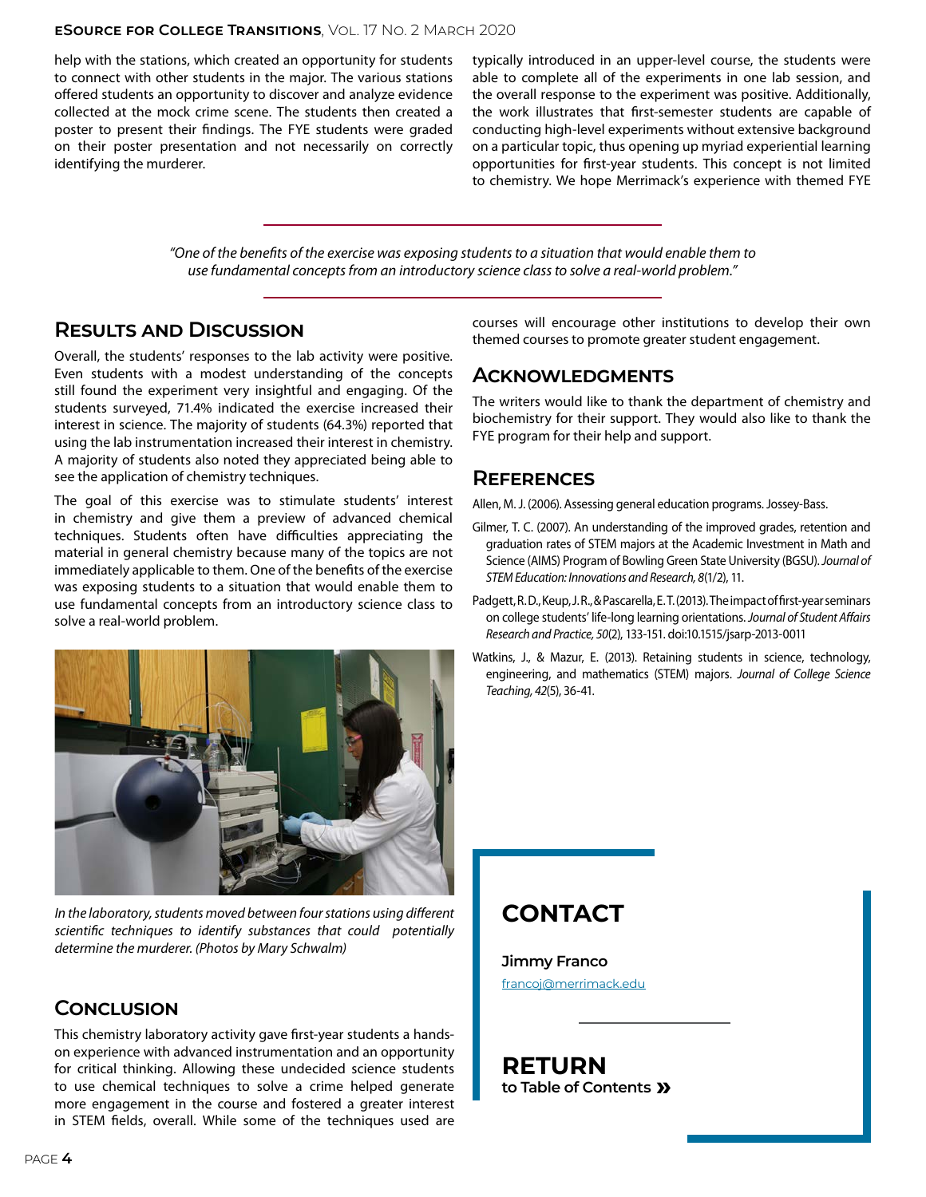help with the stations, which created an opportunity for students to connect with other students in the major. The various stations offered students an opportunity to discover and analyze evidence collected at the mock crime scene. The students then created a poster to present their findings. The FYE students were graded on their poster presentation and not necessarily on correctly identifying the murderer.

> *"One of the benefits of the exercise was exposing students to a situation that would enable them to use fundamental concepts from an introductory science class to solve a real-world problem."*

## Results and Discussion

Overall, the students' responses to the lab activity were positive. Even students with a modest understanding of the concepts still found the experiment very insightful and engaging. Of the students surveyed, 71.4% indicated the exercise increased their interest in science. The majority of students (64.3%) reported that using the lab instrumentation increased their interest in chemistry. A majority of students also noted they appreciated being able to see the application of chemistry techniques.

The goal of this exercise was to stimulate students' interest in chemistry and give them a preview of advanced chemical techniques. Students often have difficulties appreciating the material in general chemistry because many of the topics are not immediately applicable to them. One of the benefits of the exercise was exposing students to a situation that would enable them to use fundamental concepts from an introductory science class to solve a real-world problem.

*In the laboratory, students moved between four stations using different scientific techniques to identify substances that could potentially determine the murderer. (Photos by Mary Schwalm)*

## Conclusion

This chemistry laboratory activity gave first-year students a hands-on experience with advanced instrumentation and an opportunity for critical thinking. Allowing these undecided science students to use chemical techniques to solve a crime helped generate more engagement in the course and fostered a greater interest in STEM fields, overall. While some of the techniques used are typically introduced in an upper-level course, the students were able to complete all of the experiments in one lab session, and the overall response to the experiment was positive. Additionally, the work illustrates that first-semester students are capable of conducting high-level experiments without extensive background on a particular topic, thus opening up myriad experiential learning opportunities for first-year students. This concept is not limited to chemistry. We hope Merrimack's experience with themed FYE courses will encourage other institutions to develop their own themed courses to promote greater student engagement.

## Acknowledgments

The writers would like to thank the department of chemistry and biochemistry for their support. They would also like to thank the FYE program for their help and support.

## References

Allen, M. J. (2006). Assessing general education programs. Jossey-Bass.

Gilmer, T. C. (2007). An understanding of the improved grades, retention and graduation rates of STEM majors at the Academic Investment in Math and Science (AIMS) Program of Bowling Green State University (BGSU). *Journal of STEM Education: Innovations and Research, 8*(1/2), 11.

Padgett, R. D., Keup, J. R., & Pascarella, E. T. (2013). The impact of first-year seminars on college students' life-long learning orientations. *Journal of Student Affairs Research and Practice, 50*(2), 133-151. doi:10.1515/jsarp-2013-0011

Watkins, J., & Mazur, E. (2013). Retaining students in science, technology, engineering, and mathematics (STEM) majors. *Journal of College Science Teaching, 42*(5), 36-41.

## CONTACT

**Jimmy Franco**
francoj@merrimack.edu

**RETURN**
**to Table of Contents »**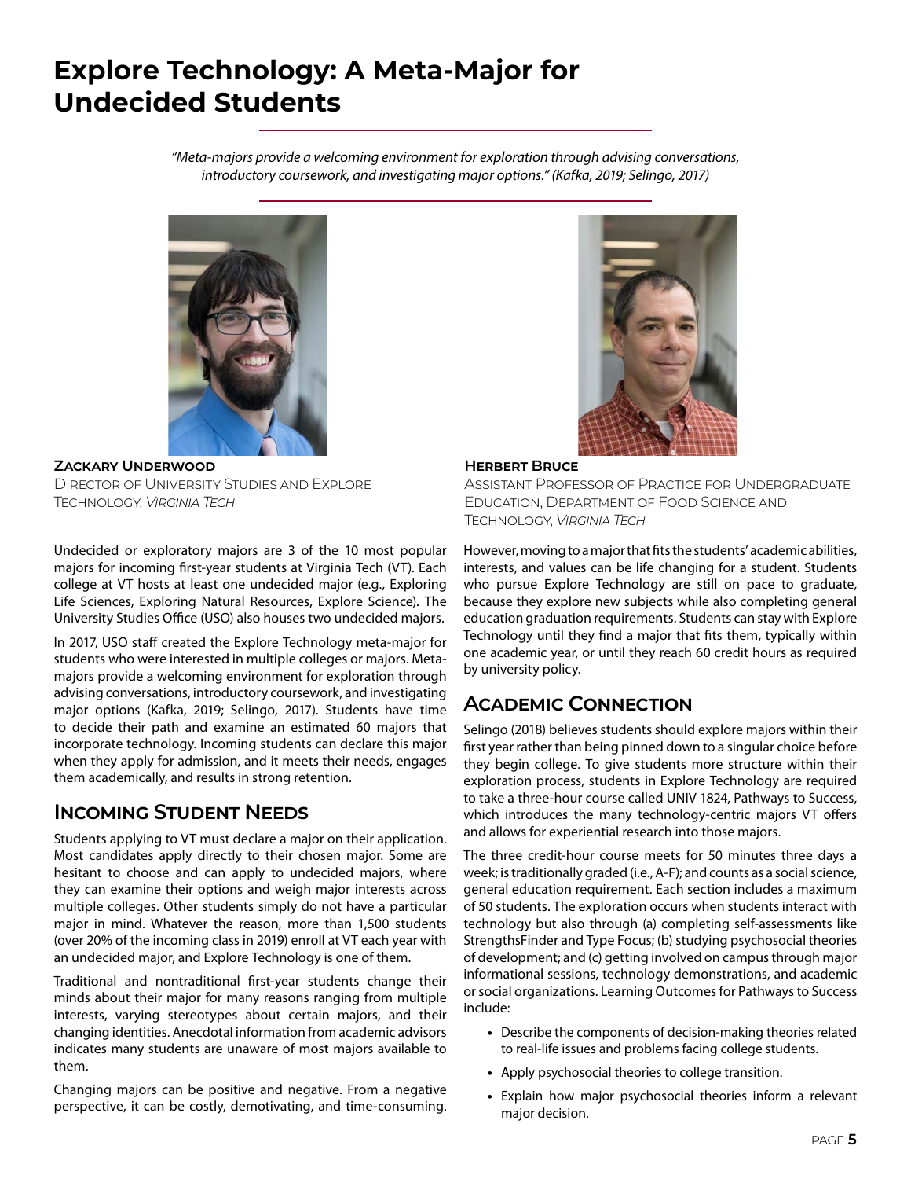# Explore Technology: A Meta-Major for Undecided Students

*"Meta-majors provide a welcoming environment for exploration through advising conversations, introductory coursework, and investigating major options." (Kafka, 2019; Selingo, 2017)*

**Zackary Underwood**
Director of University Studies and Explore Technology, *Virginia Tech*

**Herbert Bruce**
Assistant Professor of Practice for Undergraduate Education, Department of Food Science and Technology, *Virginia Tech*

Undecided or exploratory majors are 3 of the 10 most popular majors for incoming first-year students at Virginia Tech (VT). Each college at VT hosts at least one undecided major (e.g., Exploring Life Sciences, Exploring Natural Resources, Explore Science). The University Studies Office (USO) also houses two undecided majors.

In 2017, USO staff created the Explore Technology meta-major for students who were interested in multiple colleges or majors. Meta-majors provide a welcoming environment for exploration through advising conversations, introductory coursework, and investigating major options (Kafka, 2019; Selingo, 2017). Students have time to decide their path and examine an estimated 60 majors that incorporate technology. Incoming students can declare this major when they apply for admission, and it meets their needs, engages them academically, and results in strong retention.

## Incoming Student Needs

Students applying to VT must declare a major on their application. Most candidates apply directly to their chosen major. Some are hesitant to choose and can apply to undecided majors, where they can examine their options and weigh major interests across multiple colleges. Other students simply do not have a particular major in mind. Whatever the reason, more than 1,500 students (over 20% of the incoming class in 2019) enroll at VT each year with an undecided major, and Explore Technology is one of them.

Traditional and nontraditional first-year students change their minds about their major for many reasons ranging from multiple interests, varying stereotypes about certain majors, and their changing identities. Anecdotal information from academic advisors indicates many students are unaware of most majors available to them.

Changing majors can be positive and negative. From a negative perspective, it can be costly, demotivating, and time-consuming. However, moving to a major that fits the students' academic abilities, interests, and values can be life changing for a student. Students who pursue Explore Technology are still on pace to graduate, because they explore new subjects while also completing general education graduation requirements. Students can stay with Explore Technology until they find a major that fits them, typically within one academic year, or until they reach 60 credit hours as required by university policy.

## Academic Connection

Selingo (2018) believes students should explore majors within their first year rather than being pinned down to a singular choice before they begin college. To give students more structure within their exploration process, students in Explore Technology are required to take a three-hour course called UNIV 1824, Pathways to Success, which introduces the many technology-centric majors VT offers and allows for experiential research into those majors.

The three credit-hour course meets for 50 minutes three days a week; is traditionally graded (i.e., A-F); and counts as a social science, general education requirement. Each section includes a maximum of 50 students. The exploration occurs when students interact with technology but also through (a) completing self-assessments like StrengthsFinder and Type Focus; (b) studying psychosocial theories of development; and (c) getting involved on campus through major informational sessions, technology demonstrations, and academic or social organizations. Learning Outcomes for Pathways to Success include:

- Describe the components of decision-making theories related to real-life issues and problems facing college students.
- Apply psychosocial theories to college transition.
- Explain how major psychosocial theories inform a relevant major decision.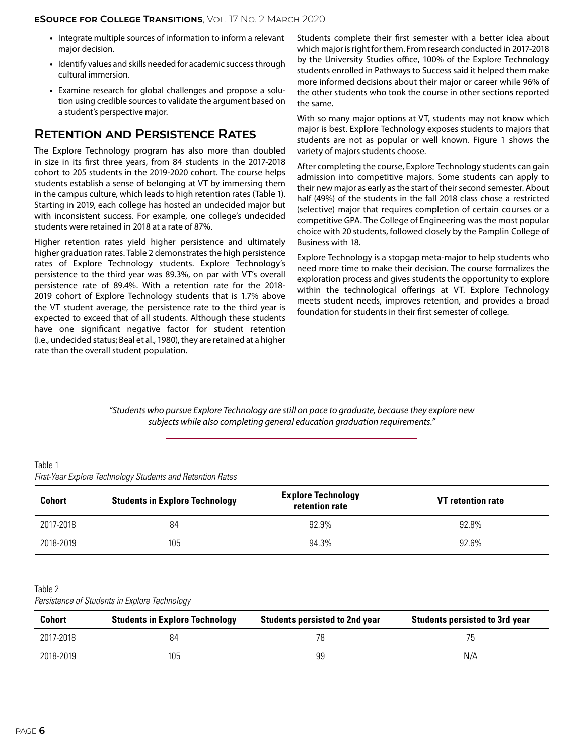- Integrate multiple sources of information to inform a relevant major decision.
- Identify values and skills needed for academic success through cultural immersion.
- Examine research for global challenges and propose a solution using credible sources to validate the argument based on a student's perspective major.

## Retention and Persistence Rates

The Explore Technology program has also more than doubled in size in its first three years, from 84 students in the 2017-2018 cohort to 205 students in the 2019-2020 cohort. The course helps students establish a sense of belonging at VT by immersing them in the campus culture, which leads to high retention rates (Table 1). Starting in 2019, each college has hosted an undecided major but with inconsistent success. For example, one college's undecided students were retained in 2018 at a rate of 87%.

Higher retention rates yield higher persistence and ultimately higher graduation rates. Table 2 demonstrates the high persistence rates of Explore Technology students. Explore Technology's persistence to the third year was 89.3%, on par with VT's overall persistence rate of 89.4%. With a retention rate for the 2018-2019 cohort of Explore Technology students that is 1.7% above the VT student average, the persistence rate to the third year is expected to exceed that of all students. Although these students have one significant negative factor for student retention (i.e., undecided status; Beal et al., 1980), they are retained at a higher rate than the overall student population.

Students complete their first semester with a better idea about which major is right for them. From research conducted in 2017-2018 by the University Studies office, 100% of the Explore Technology students enrolled in Pathways to Success said it helped them make more informed decisions about their major or career while 96% of the other students who took the course in other sections reported the same.

With so many major options at VT, students may not know which major is best. Explore Technology exposes students to majors that students are not as popular or well known. Figure 1 shows the variety of majors students choose.

After completing the course, Explore Technology students can gain admission into competitive majors. Some students can apply to their new major as early as the start of their second semester. About half (49%) of the students in the fall 2018 class chose a restricted (selective) major that requires completion of certain courses or a competitive GPA. The College of Engineering was the most popular choice with 20 students, followed closely by the Pamplin College of Business with 18.

Explore Technology is a stopgap meta-major to help students who need more time to make their decision. The course formalizes the exploration process and gives students the opportunity to explore within the technological offerings at VT. Explore Technology meets student needs, improves retention, and provides a broad foundation for students in their first semester of college.

*"Students who pursue Explore Technology are still on pace to graduate, because they explore new subjects while also completing general education graduation requirements."*

Table 1
*First-Year Explore Technology Students and Retention Rates*

| Cohort | Students in Explore Technology | Explore Technology retention rate | VT retention rate |
|---|---|---|---|
| 2017-2018 | 84 | 92.9% | 92.8% |
| 2018-2019 | 105 | 94.3% | 92.6% |

Table 2
*Persistence of Students in Explore Technology*

| Cohort | Students in Explore Technology | Students persisted to 2nd year | Students persisted to 3rd year |
|---|---|---|---|
| 2017-2018 | 84 | 78 | 75 |
| 2018-2019 | 105 | 99 | N/A |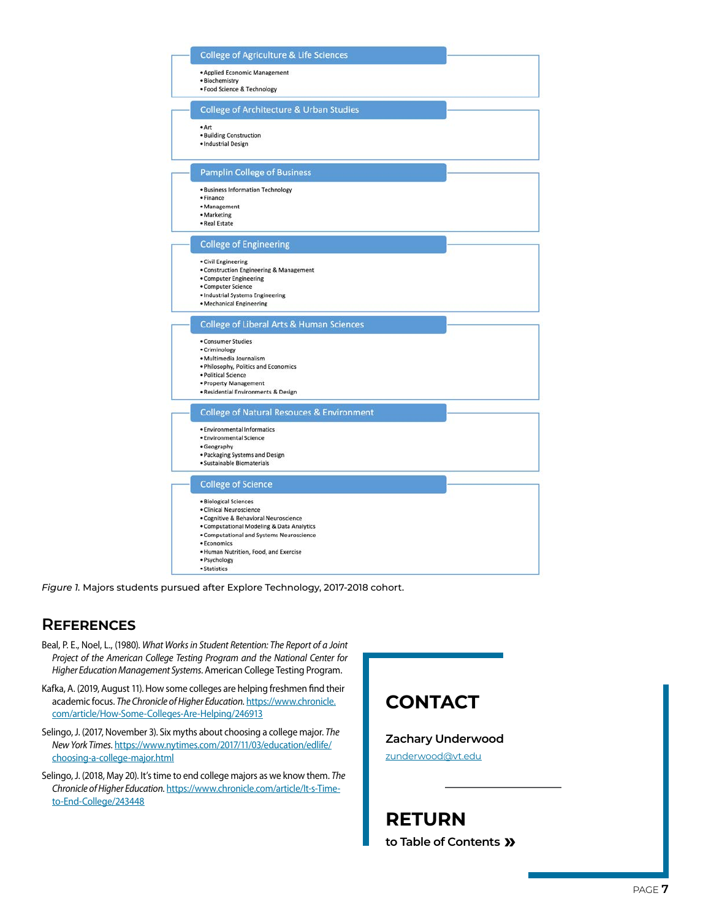**College of Agriculture & Life Sciences**

- Applied Economic Management
- Biochemistry
- Food Science & Technology

**College of Architecture & Urban Studies**

- Art
- Building Construction
- Industrial Design

**Pamplin College of Business**

- Business Information Technology
- Finance
- Management
- Marketing
- Real Estate

**College of Engineering**

- Civil Engineering
- Construction Engineering & Management
- Computer Engineering
- Computer Science
- Industrial Systems Engineering
- Mechanical Engineering

**College of Liberal Arts & Human Sciences**

- Consumer Studies
- Criminology
- Multimedia Journalism
- Philosophy, Politics and Economics
- Political Science
- Property Management
- Residential Environments & Design

**College of Natural Resouces & Environment**

- Environmental Informatics
- Environmental Science
- Geography
- Packaging Systems and Design
- Sustainable Biomaterials

**College of Science**

- Biological Sciences
- Clinical Neuroscience
- Cognitive & Behavioral Neuroscience
- Computational Modeling & Data Analytics
- Computational and Systems Neuroscience
- Economics
- Human Nutrition, Food, and Exercise
- Psychology
- Statistics

*Figure 1.* Majors students pursued after Explore Technology, 2017-2018 cohort.

## References

Beal, P. E., Noel, L., (1980). *What Works in Student Retention: The Report of a Joint Project of the American College Testing Program and the National Center for Higher Education Management Systems.* American College Testing Program.

Kafka, A. (2019, August 11). How some colleges are helping freshmen find their academic focus. *The Chronicle of Higher Education.* https://www.chronicle.com/article/How-Some-Colleges-Are-Helping/246913

Selingo, J. (2017, November 3). Six myths about choosing a college major. *The New York Times.* https://www.nytimes.com/2017/11/03/education/edlife/choosing-a-college-major.html

Selingo, J. (2018, May 20). It's time to end college majors as we know them. *The Chronicle of Higher Education.* https://www.chronicle.com/article/It-s-Time-to-End-College/243448

## CONTACT

**Zachary Underwood**

zunderwood@vt.edu

## RETURN

to Table of Contents »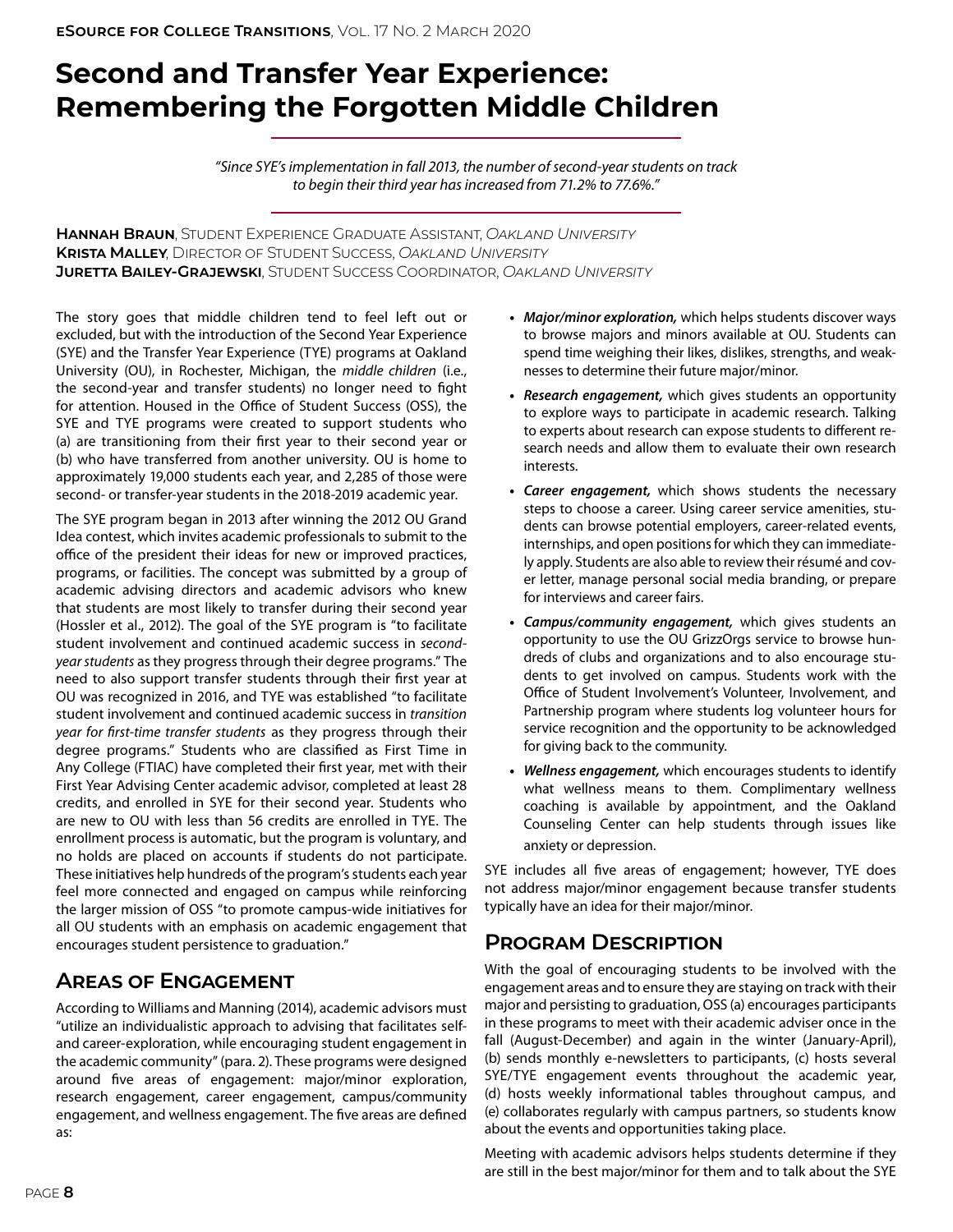# Second and Transfer Year Experience: Remembering the Forgotten Middle Children

*"Since SYE's implementation in fall 2013, the number of second-year students on track to begin their third year has increased from 71.2% to 77.6%."*

**Hannah Braun**, Student Experience Graduate Assistant, *Oakland University*
**Krista Malley**, Director of Student Success, *Oakland University*
**Juretta Bailey-Grajewski**, Student Success Coordinator, *Oakland University*

The story goes that middle children tend to feel left out or excluded, but with the introduction of the Second Year Experience (SYE) and the Transfer Year Experience (TYE) programs at Oakland University (OU), in Rochester, Michigan, the *middle children* (i.e., the second-year and transfer students) no longer need to fight for attention. Housed in the Office of Student Success (OSS), the SYE and TYE programs were created to support students who (a) are transitioning from their first year to their second year or (b) who have transferred from another university. OU is home to approximately 19,000 students each year, and 2,285 of those were second- or transfer-year students in the 2018-2019 academic year.

The SYE program began in 2013 after winning the 2012 OU Grand Idea contest, which invites academic professionals to submit to the office of the president their ideas for new or improved practices, programs, or facilities. The concept was submitted by a group of academic advising directors and academic advisors who knew that students are most likely to transfer during their second year (Hossler et al., 2012). The goal of the SYE program is "to facilitate student involvement and continued academic success in *second-year students* as they progress through their degree programs." The need to also support transfer students through their first year at OU was recognized in 2016, and TYE was established "to facilitate student involvement and continued academic success in *transition year for first-time transfer students* as they progress through their degree programs." Students who are classified as First Time in Any College (FTIAC) have completed their first year, met with their First Year Advising Center academic advisor, completed at least 28 credits, and enrolled in SYE for their second year. Students who are new to OU with less than 56 credits are enrolled in TYE. The enrollment process is automatic, but the program is voluntary, and no holds are placed on accounts if students do not participate. These initiatives help hundreds of the program's students each year feel more connected and engaged on campus while reinforcing the larger mission of OSS "to promote campus-wide initiatives for all OU students with an emphasis on academic engagement that encourages student persistence to graduation."

## Areas of Engagement

According to Williams and Manning (2014), academic advisors must "utilize an individualistic approach to advising that facilitates self- and career-exploration, while encouraging student engagement in the academic community" (para. 2). These programs were designed around five areas of engagement: major/minor exploration, research engagement, career engagement, campus/community engagement, and wellness engagement. The five areas are defined as:

- ***Major/minor exploration,*** which helps students discover ways to browse majors and minors available at OU. Students can spend time weighing their likes, dislikes, strengths, and weaknesses to determine their future major/minor.
- ***Research engagement,*** which gives students an opportunity to explore ways to participate in academic research. Talking to experts about research can expose students to different research needs and allow them to evaluate their own research interests.
- ***Career engagement,*** which shows students the necessary steps to choose a career. Using career service amenities, students can browse potential employers, career-related events, internships, and open positions for which they can immediately apply. Students are also able to review their résumé and cover letter, manage personal social media branding, or prepare for interviews and career fairs.
- ***Campus/community engagement,*** which gives students an opportunity to use the OU GrizzOrgs service to browse hundreds of clubs and organizations and to also encourage students to get involved on campus. Students work with the Office of Student Involvement's Volunteer, Involvement, and Partnership program where students log volunteer hours for service recognition and the opportunity to be acknowledged for giving back to the community.
- ***Wellness engagement,*** which encourages students to identify what wellness means to them. Complimentary wellness coaching is available by appointment, and the Oakland Counseling Center can help students through issues like anxiety or depression.

SYE includes all five areas of engagement; however, TYE does not address major/minor engagement because transfer students typically have an idea for their major/minor.

## Program Description

With the goal of encouraging students to be involved with the engagement areas and to ensure they are staying on track with their major and persisting to graduation, OSS (a) encourages participants in these programs to meet with their academic adviser once in the fall (August-December) and again in the winter (January-April), (b) sends monthly e-newsletters to participants, (c) hosts several SYE/TYE engagement events throughout the academic year, (d) hosts weekly informational tables throughout campus, and (e) collaborates regularly with campus partners, so students know about the events and opportunities taking place.

Meeting with academic advisors helps students determine if they are still in the best major/minor for them and to talk about the SYE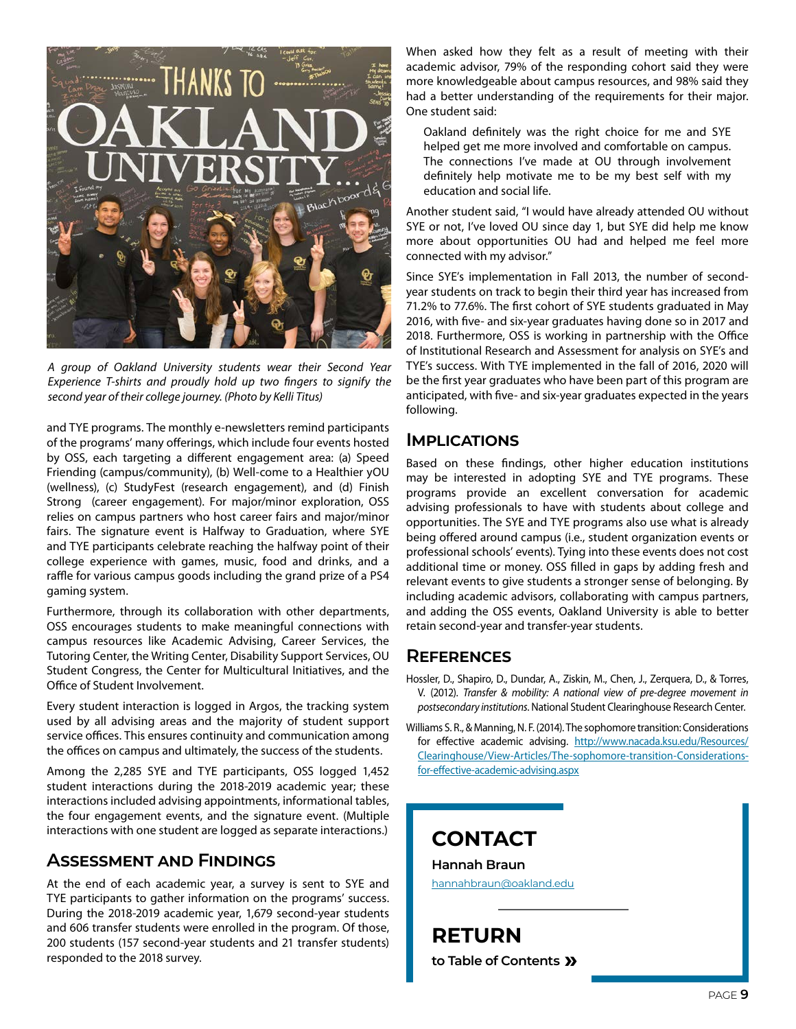*A group of Oakland University students wear their Second Year Experience T-shirts and proudly hold up two fingers to signify the second year of their college journey. (Photo by Kelli Titus)*

and TYE programs. The monthly e-newsletters remind participants of the programs' many offerings, which include four events hosted by OSS, each targeting a different engagement area: (a) Speed Friending (campus/community), (b) Well-come to a Healthier yOU (wellness), (c) StudyFest (research engagement), and (d) Finish Strong (career engagement). For major/minor exploration, OSS relies on campus partners who host career fairs and major/minor fairs. The signature event is Halfway to Graduation, where SYE and TYE participants celebrate reaching the halfway point of their college experience with games, music, food and drinks, and a raffle for various campus goods including the grand prize of a PS4 gaming system.

Furthermore, through its collaboration with other departments, OSS encourages students to make meaningful connections with campus resources like Academic Advising, Career Services, the Tutoring Center, the Writing Center, Disability Support Services, OU Student Congress, the Center for Multicultural Initiatives, and the Office of Student Involvement.

Every student interaction is logged in Argos, the tracking system used by all advising areas and the majority of student support service offices. This ensures continuity and communication among the offices on campus and ultimately, the success of the students.

Among the 2,285 SYE and TYE participants, OSS logged 1,452 student interactions during the 2018-2019 academic year; these interactions included advising appointments, informational tables, the four engagement events, and the signature event. (Multiple interactions with one student are logged as separate interactions.)

## Assessment and Findings

At the end of each academic year, a survey is sent to SYE and TYE participants to gather information on the programs' success. During the 2018-2019 academic year, 1,679 second-year students and 606 transfer students were enrolled in the program. Of those, 200 students (157 second-year students and 21 transfer students) responded to the 2018 survey.

When asked how they felt as a result of meeting with their academic advisor, 79% of the responding cohort said they were more knowledgeable about campus resources, and 98% said they had a better understanding of the requirements for their major. One student said:

> Oakland definitely was the right choice for me and SYE helped get me more involved and comfortable on campus. The connections I've made at OU through involvement definitely help motivate me to be my best self with my education and social life.

Another student said, "I would have already attended OU without SYE or not, I've loved OU since day 1, but SYE did help me know more about opportunities OU had and helped me feel more connected with my advisor."

Since SYE's implementation in Fall 2013, the number of second-year students on track to begin their third year has increased from 71.2% to 77.6%. The first cohort of SYE students graduated in May 2016, with five- and six-year graduates having done so in 2017 and 2018. Furthermore, OSS is working in partnership with the Office of Institutional Research and Assessment for analysis on SYE's and TYE's success. With TYE implemented in the fall of 2016, 2020 will be the first year graduates who have been part of this program are anticipated, with five- and six-year graduates expected in the years following.

## Implications

Based on these findings, other higher education institutions may be interested in adopting SYE and TYE programs. These programs provide an excellent conversation for academic advising professionals to have with students about college and opportunities. The SYE and TYE programs also use what is already being offered around campus (i.e., student organization events or professional schools' events). Tying into these events does not cost additional time or money. OSS filled in gaps by adding fresh and relevant events to give students a stronger sense of belonging. By including academic advisors, collaborating with campus partners, and adding the OSS events, Oakland University is able to better retain second-year and transfer-year students.

## References

Hossler, D., Shapiro, D., Dundar, A., Ziskin, M., Chen, J., Zerquera, D., & Torres, V. (2012). *Transfer & mobility: A national view of pre-degree movement in postsecondary institutions*. National Student Clearinghouse Research Center.

Williams S. R., & Manning, N. F. (2014). The sophomore transition: Considerations for effective academic advising. http://www.nacada.ksu.edu/Resources/Clearinghouse/View-Articles/The-sophomore-transition-Considerations-for-effective-academic-advising.aspx

## CONTACT

**Hannah Braun**

hannahbraun@oakland.edu

## RETURN

**to Table of Contents »**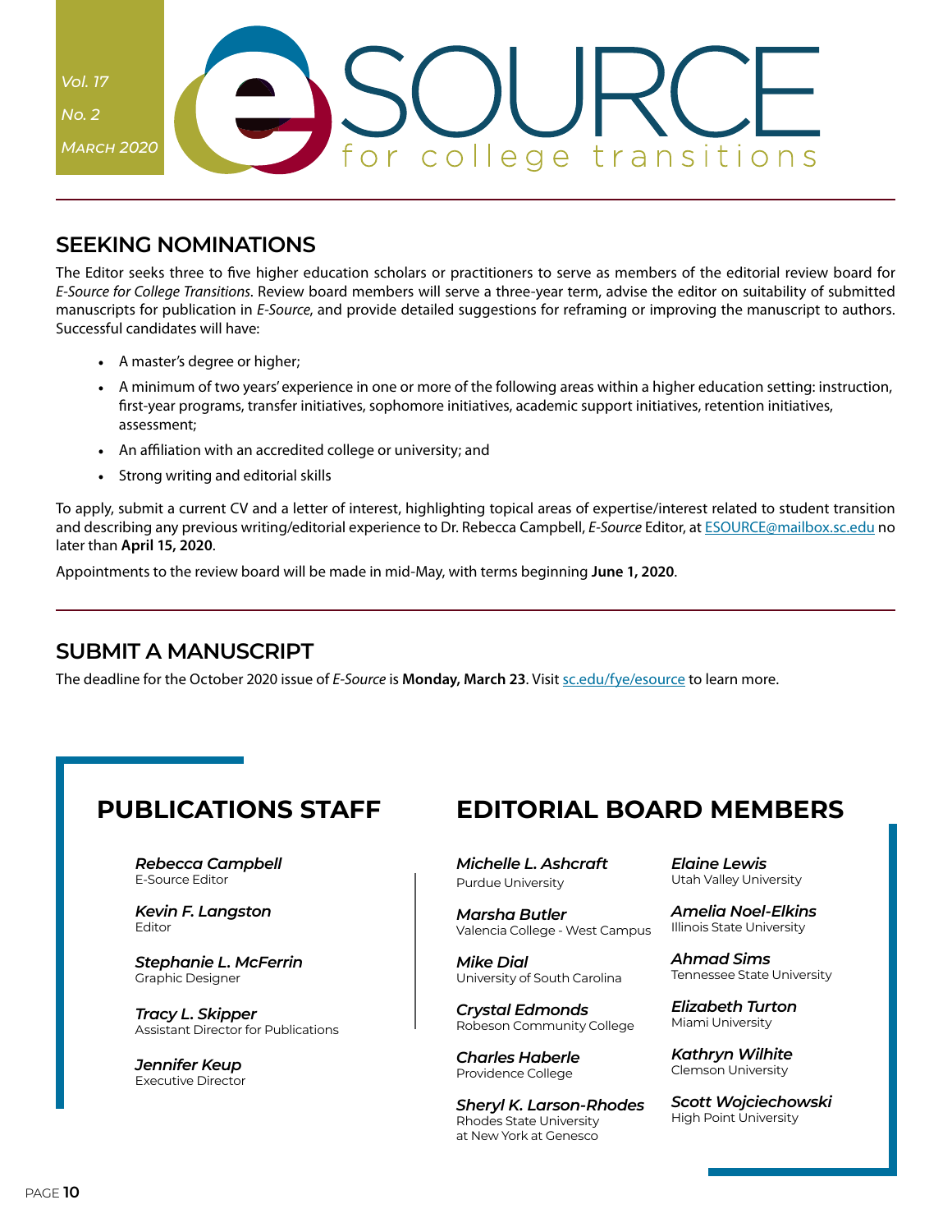# E-SOURCE for college transitions

*Vol. 17*
*No. 2*
*March 2020*

## SEEKING NOMINATIONS

The Editor seeks three to five higher education scholars or practitioners to serve as members of the editorial review board for *E-Source for College Transitions*. Review board members will serve a three-year term, advise the editor on suitability of submitted manuscripts for publication in *E-Source*, and provide detailed suggestions for reframing or improving the manuscript to authors. Successful candidates will have:

- A master's degree or higher;
- A minimum of two years' experience in one or more of the following areas within a higher education setting: instruction, first-year programs, transfer initiatives, sophomore initiatives, academic support initiatives, retention initiatives, assessment;
- An affiliation with an accredited college or university; and
- Strong writing and editorial skills

To apply, submit a current CV and a letter of interest, highlighting topical areas of expertise/interest related to student transition and describing any previous writing/editorial experience to Dr. Rebecca Campbell, *E-Source* Editor, at ESOURCE@mailbox.sc.edu no later than **April 15, 2020**.

Appointments to the review board will be made in mid-May, with terms beginning **June 1, 2020**.

## SUBMIT A MANUSCRIPT

The deadline for the October 2020 issue of *E-Source* is **Monday, March 23**. Visit sc.edu/fye/esource to learn more.

## PUBLICATIONS STAFF

***Rebecca Campbell***
E-Source Editor

***Kevin F. Langston***
Editor

***Stephanie L. McFerrin***
Graphic Designer

***Tracy L. Skipper***
Assistant Director for Publications

***Jennifer Keup***
Executive Director

## EDITORIAL BOARD MEMBERS

***Michelle L. Ashcraft***
Purdue University

***Marsha Butler***
Valencia College - West Campus

***Mike Dial***
University of South Carolina

***Crystal Edmonds***
Robeson Community College

***Charles Haberle***
Providence College

***Sheryl K. Larson-Rhodes***
Rhodes State University at New York at Genesco

***Elaine Lewis***
Utah Valley University

***Amelia Noel-Elkins***
Illinois State University

***Ahmad Sims***
Tennessee State University

***Elizabeth Turton***
Miami University

***Kathryn Wilhite***
Clemson University

***Scott Wojciechowski***
High Point University